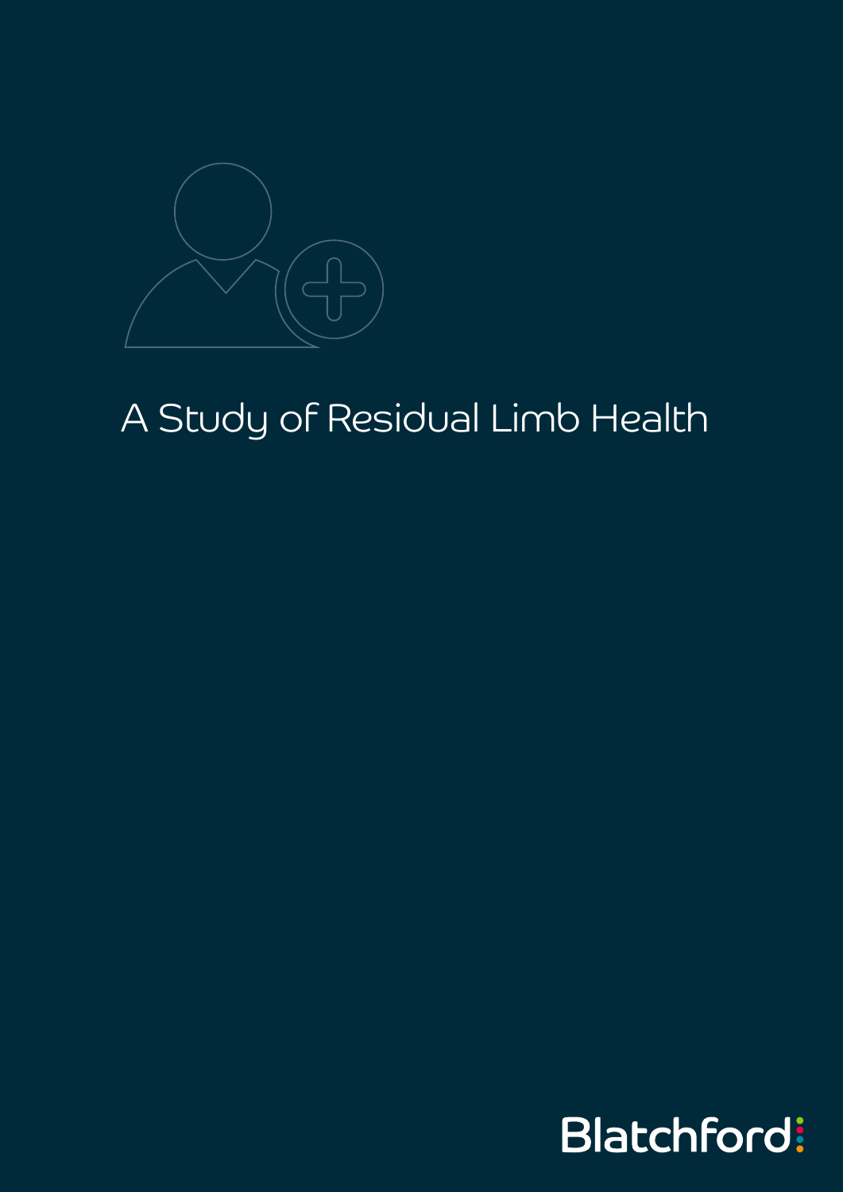# A Study of Residual Limb Health

Blatchford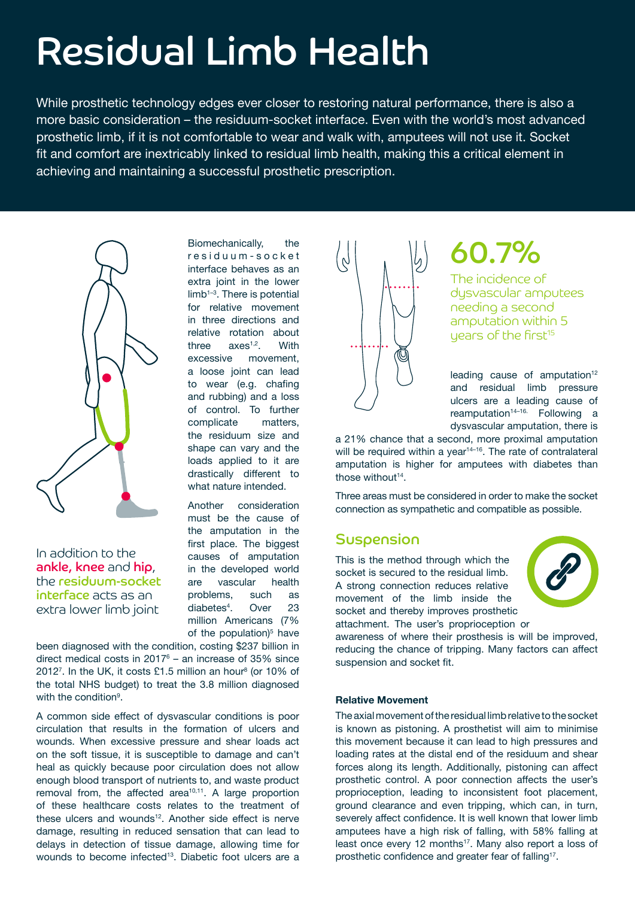# Residual Limb Health

While prosthetic technology edges ever closer to restoring natural performance, there is also a more basic consideration – the residuum-socket interface. Even with the world's most advanced prosthetic limb, if it is not comfortable to wear and walk with, amputees will not use it. Socket fit and comfort are inextricably linked to residual limb health, making this a critical element in achieving and maintaining a successful prosthetic prescription.

In addition to the **ankle, knee** and **hip**, the **residuum-socket interface** acts as an extra lower limb joint

Biomechanically, the residuum-socket interface behaves as an extra joint in the lower limb[1–3]. There is potential for relative movement in three directions and relative rotation about three axes[1,2]. With excessive movement, a loose joint can lead to wear (e.g. chafing and rubbing) and a loss of control. To further complicate matters, the residuum size and shape can vary and the loads applied to it are drastically different to what nature intended.

Another consideration must be the cause of the amputation in the first place. The biggest causes of amputation in the developed world are vascular health problems, such as diabetes[4]. Over 23 million Americans (7% of the population)[5] have been diagnosed with the condition, costing $237 billion in direct medical costs in 2017[6] – an increase of 35% since 2012[7]. In the UK, it costs £1.5 million an hour[8] (or 10% of the total NHS budget) to treat the 3.8 million diagnosed with the condition[9].

A common side effect of dysvascular conditions is poor circulation that results in the formation of ulcers and wounds. When excessive pressure and shear loads act on the soft tissue, it is susceptible to damage and can't heal as quickly because poor circulation does not allow enough blood transport of nutrients to, and waste product removal from, the affected area[10,11]. A large proportion of these healthcare costs relates to the treatment of these ulcers and wounds[12]. Another side effect is nerve damage, resulting in reduced sensation that can lead to delays in detection of tissue damage, allowing time for wounds to become infected[13]. Diabetic foot ulcers are a leading cause of amputation[12] and residual limb pressure ulcers are a leading cause of reamputation[14–16]. Following a dysvascular amputation, there is a 21% chance that a second, more proximal amputation will be required within a year[14–16]. The rate of contralateral amputation is higher for amputees with diabetes than those without[14].

**60.7%**

The incidence of dysvascular amputees needing a second amputation within 5 years of the first[15]

Three areas must be considered in order to make the socket connection as sympathetic and compatible as possible.

## Suspension

This is the method through which the socket is secured to the residual limb. A strong connection reduces relative movement of the limb inside the socket and thereby improves prosthetic attachment. The user's proprioception or awareness of where their prosthesis is will be improved, reducing the chance of tripping. Many factors can affect suspension and socket fit.

#### Relative Movement

The axial movement of the residual limb relative to the socket is known as pistoning. A prosthetist will aim to minimise this movement because it can lead to high pressures and loading rates at the distal end of the residuum and shear forces along its length. Additionally, pistoning can affect prosthetic control. A poor connection affects the user's proprioception, leading to inconsistent foot placement, ground clearance and even tripping, which can, in turn, severely affect confidence. It is well known that lower limb amputees have a high risk of falling, with 58% falling at least once every 12 months[17]. Many also report a loss of prosthetic confidence and greater fear of falling[17].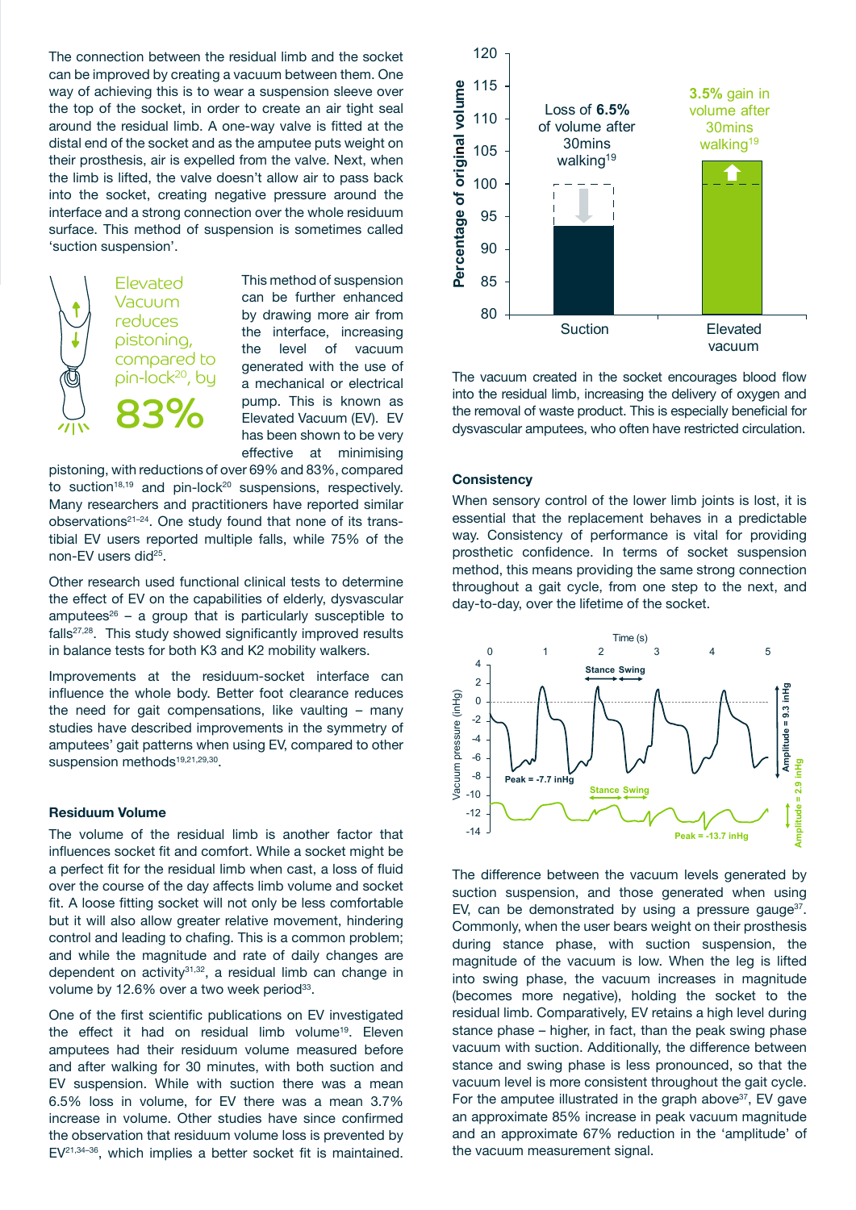The connection between the residual limb and the socket can be improved by creating a vacuum between them. One way of achieving this is to wear a suspension sleeve over the top of the socket, in order to create an air tight seal around the residual limb. A one-way valve is fitted at the distal end of the socket and as the amputee puts weight on their prosthesis, air is expelled from the valve. Next, when the limb is lifted, the valve doesn't allow air to pass back into the socket, creating negative pressure around the interface and a strong connection over the whole residuum surface. This method of suspension is sometimes called 'suction suspension'.

Elevated Vacuum reduces pistoning, compared to pin-lock[20], by

83%

This method of suspension can be further enhanced by drawing more air from the interface, increasing the level of vacuum generated with the use of a mechanical or electrical pump. This is known as Elevated Vacuum (EV). EV has been shown to be very effective at minimising pistoning, with reductions of over 69% and 83%, compared to suction[18,19] and pin-lock[20] suspensions, respectively. Many researchers and practitioners have reported similar observations[21–24]. One study found that none of its trans-tibial EV users reported multiple falls, while 75% of the non-EV users did[25].

Other research used functional clinical tests to determine the effect of EV on the capabilities of elderly, dysvascular amputees[26] – a group that is particularly susceptible to falls[27,28]. This study showed significantly improved results in balance tests for both K3 and K2 mobility walkers.

Improvements at the residuum-socket interface can influence the whole body. Better foot clearance reduces the need for gait compensations, like vaulting – many studies have described improvements in the symmetry of amputees' gait patterns when using EV, compared to other suspension methods[19,21,29,30].

### Residuum Volume

The volume of the residual limb is another factor that influences socket fit and comfort. While a socket might be a perfect fit for the residual limb when cast, a loss of fluid over the course of the day affects limb volume and socket fit. A loose fitting socket will not only be less comfortable but it will also allow greater relative movement, hindering control and leading to chafing. This is a common problem; and while the magnitude and rate of daily changes are dependent on activity[31,32], a residual limb can change in volume by 12.6% over a two week period[33].

One of the first scientific publications on EV investigated the effect it had on residual limb volume[19]. Eleven amputees had their residuum volume measured before and after walking for 30 minutes, with both suction and EV suspension. While with suction there was a mean 6.5% loss in volume, for EV there was a mean 3.7% increase in volume. Other studies have since confirmed the observation that residuum volume loss is prevented by EV[21,34–36], which implies a better socket fit is maintained.

Percentage of original volume
120
115
110
105
100
95
90
85
80
Loss of **6.5%** of volume after 30mins walking[19]
**3.5%** gain in volume after 30mins walking[19]
Suction
Elevated vacuum

The vacuum created in the socket encourages blood flow into the residual limb, increasing the delivery of oxygen and the removal of waste product. This is especially beneficial for dysvascular amputees, who often have restricted circulation.

### Consistency

When sensory control of the lower limb joints is lost, it is essential that the replacement behaves in a predictable way. Consistency of performance is vital for providing prosthetic confidence. In terms of socket suspension method, this means providing the same strong connection throughout a gait cycle, from one step to the next, and day-to-day, over the lifetime of the socket.

Time (s)
0 1 2 3 4 5
Vacuum pressure (inHg)
4 2 0 -2 -4 -6 -8 -10 -12 -14
Stance Swing
Peak = -7.7 inHg
Amplitude = 9.3 inHg
Stance Swing
Peak = -13.7 inHg
Amplitude = 2.9 inHg

The difference between the vacuum levels generated by suction suspension, and those generated when using EV, can be demonstrated by using a pressure gauge[37]. Commonly, when the user bears weight on their prosthesis during stance phase, with suction suspension, the magnitude of the vacuum is low. When the leg is lifted into swing phase, the vacuum increases in magnitude (becomes more negative), holding the socket to the residual limb. Comparatively, EV retains a high level during stance phase – higher, in fact, than the peak swing phase vacuum with suction. Additionally, the difference between stance and swing phase is less pronounced, so that the vacuum level is more consistent throughout the gait cycle. For the amputee illustrated in the graph above[37], EV gave an approximate 85% increase in peak vacuum magnitude and an approximate 67% reduction in the 'amplitude' of the vacuum measurement signal.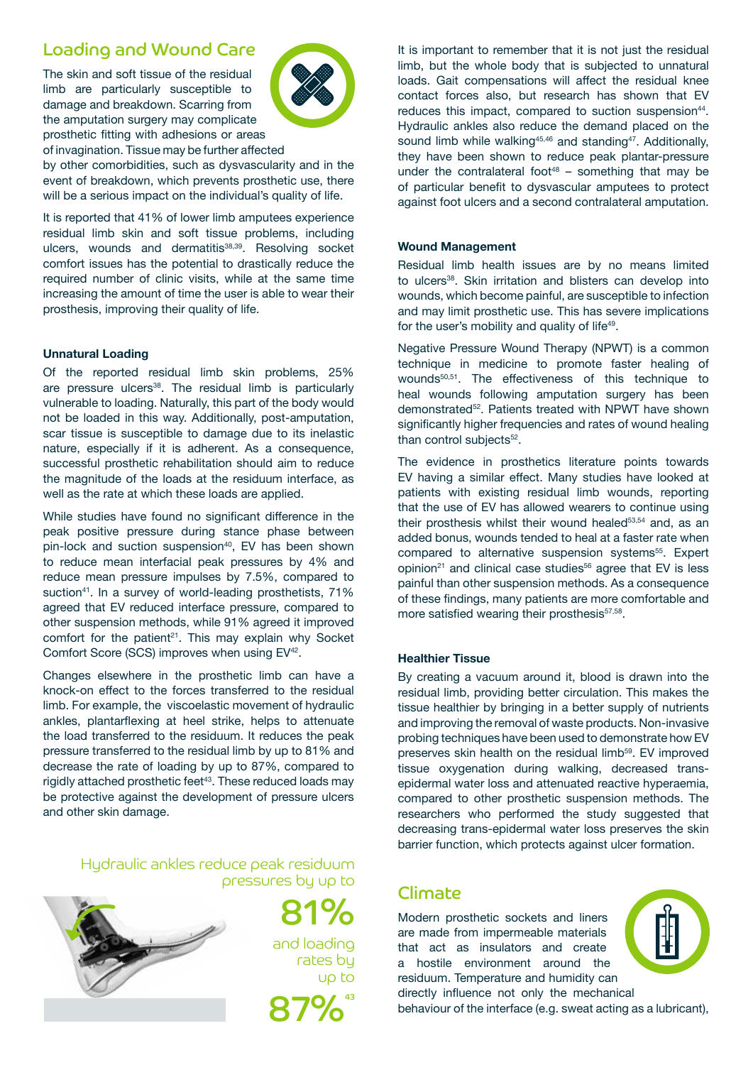## Loading and Wound Care

The skin and soft tissue of the residual limb are particularly susceptible to damage and breakdown. Scarring from the amputation surgery may complicate prosthetic fitting with adhesions or areas of invagination. Tissue may be further affected by other comorbidities, such as dysvascularity and in the event of breakdown, which prevents prosthetic use, there will be a serious impact on the individual's quality of life.

It is reported that 41% of lower limb amputees experience residual limb skin and soft tissue problems, including ulcers, wounds and dermatitis[38,39]. Resolving socket comfort issues has the potential to drastically reduce the required number of clinic visits, while at the same time increasing the amount of time the user is able to wear their prosthesis, improving their quality of life.

### Unnatural Loading

Of the reported residual limb skin problems, 25% are pressure ulcers[38]. The residual limb is particularly vulnerable to loading. Naturally, this part of the body would not be loaded in this way. Additionally, post-amputation, scar tissue is susceptible to damage due to its inelastic nature, especially if it is adherent. As a consequence, successful prosthetic rehabilitation should aim to reduce the magnitude of the loads at the residuum interface, as well as the rate at which these loads are applied.

While studies have found no significant difference in the peak positive pressure during stance phase between pin-lock and suction suspension[40], EV has been shown to reduce mean interfacial peak pressures by 4% and reduce mean pressure impulses by 7.5%, compared to suction[41]. In a survey of world-leading prosthetists, 71% agreed that EV reduced interface pressure, compared to other suspension methods, while 91% agreed it improved comfort for the patient[21]. This may explain why Socket Comfort Score (SCS) improves when using EV[42].

Changes elsewhere in the prosthetic limb can have a knock-on effect to the forces transferred to the residual limb. For example, the viscoelastic movement of hydraulic ankles, plantarflexing at heel strike, helps to attenuate the load transferred to the residuum. It reduces the peak pressure transferred to the residual limb by up to 81% and decrease the rate of loading by up to 87%, compared to rigidly attached prosthetic feet[43]. These reduced loads may be protective against the development of pressure ulcers and other skin damage.

Hydraulic ankles reduce peak residuum pressures by up to **81%** and loading rates by up to **87%**[43]

It is important to remember that it is not just the residual limb, but the whole body that is subjected to unnatural loads. Gait compensations will affect the residual knee contact forces also, but research has shown that EV reduces this impact, compared to suction suspension[44]. Hydraulic ankles also reduce the demand placed on the sound limb while walking[45,46] and standing[47]. Additionally, they have been shown to reduce peak plantar-pressure under the contralateral foot[48] – something that may be of particular benefit to dysvascular amputees to protect against foot ulcers and a second contralateral amputation.

### Wound Management

Residual limb health issues are by no means limited to ulcers[38]. Skin irritation and blisters can develop into wounds, which become painful, are susceptible to infection and may limit prosthetic use. This has severe implications for the user's mobility and quality of life[49].

Negative Pressure Wound Therapy (NPWT) is a common technique in medicine to promote faster healing of wounds[50,51]. The effectiveness of this technique to heal wounds following amputation surgery has been demonstrated[52]. Patients treated with NPWT have shown significantly higher frequencies and rates of wound healing than control subjects[52].

The evidence in prosthetics literature points towards EV having a similar effect. Many studies have looked at patients with existing residual limb wounds, reporting that the use of EV has allowed wearers to continue using their prosthesis whilst their wound healed[53,54] and, as an added bonus, wounds tended to heal at a faster rate when compared to alternative suspension systems[55]. Expert opinion[21] and clinical case studies[56] agree that EV is less painful than other suspension methods. As a consequence of these findings, many patients are more comfortable and more satisfied wearing their prosthesis[57,58].

### Healthier Tissue

By creating a vacuum around it, blood is drawn into the residual limb, providing better circulation. This makes the tissue healthier by bringing in a better supply of nutrients and improving the removal of waste products. Non-invasive probing techniques have been used to demonstrate how EV preserves skin health on the residual limb[59]. EV improved tissue oxygenation during walking, decreased trans-epidermal water loss and attenuated reactive hyperaemia, compared to other prosthetic suspension methods. The researchers who performed the study suggested that decreasing trans-epidermal water loss preserves the skin barrier function, which protects against ulcer formation.

## Climate

Modern prosthetic sockets and liners are made from impermeable materials that act as insulators and create a hostile environment around the residuum. Temperature and humidity can directly influence not only the mechanical behaviour of the interface (e.g. sweat acting as a lubricant),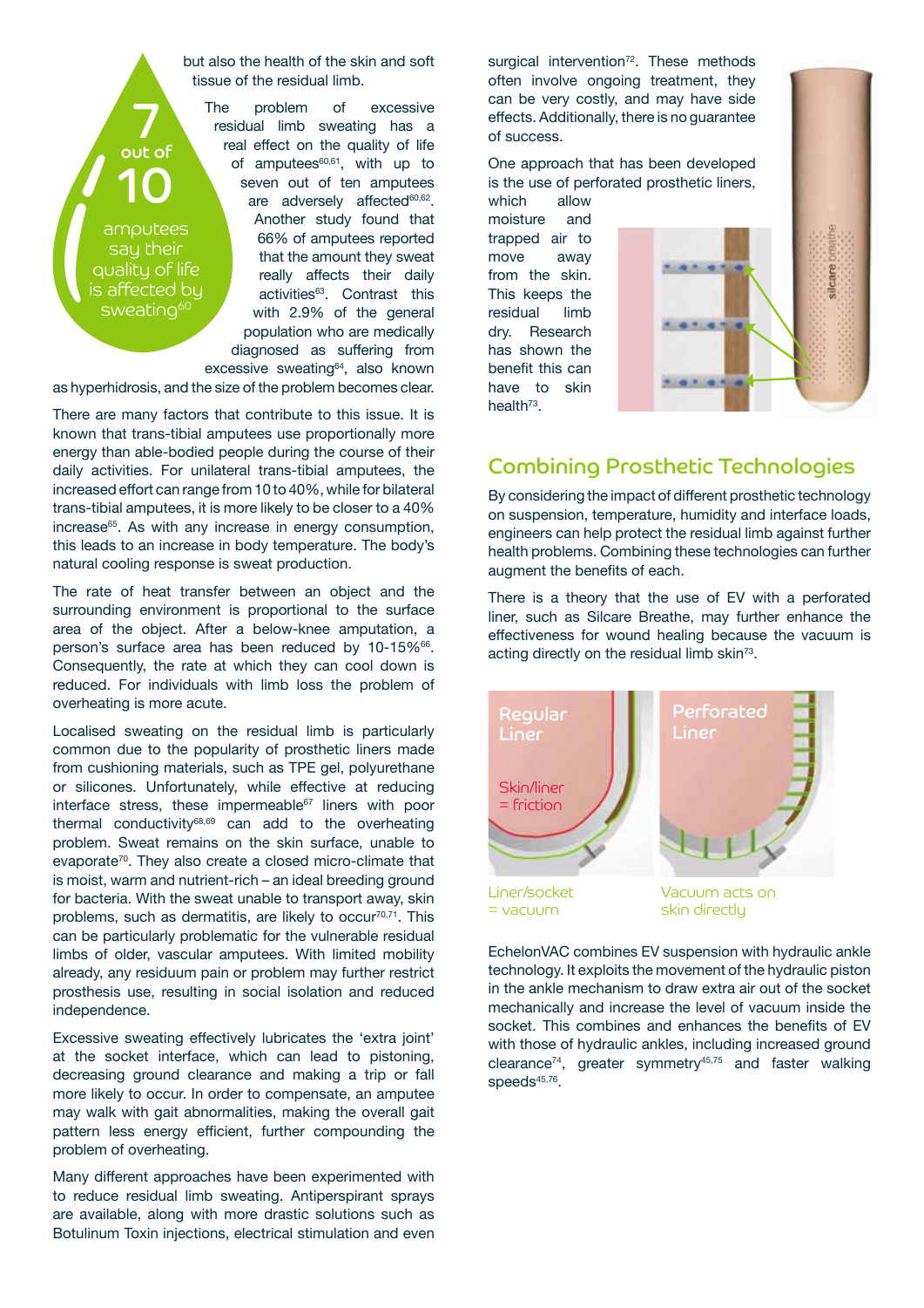7 out of 10 amputees say their quality of life is affected by sweating[60]

but also the health of the skin and soft tissue of the residual limb.

The problem of excessive residual limb sweating has a real effect on the quality of life of amputees[60,61], with up to seven out of ten amputees are adversely affected[60,62]. Another study found that 66% of amputees reported that the amount they sweat really affects their daily activities[63]. Contrast this with 2.9% of the general population who are medically diagnosed as suffering from excessive sweating[64], also known as hyperhidrosis, and the size of the problem becomes clear.

There are many factors that contribute to this issue. It is known that trans-tibial amputees use proportionally more energy than able-bodied people during the course of their daily activities. For unilateral trans-tibial amputees, the increased effort can range from 10 to 40%, while for bilateral trans-tibial amputees, it is more likely to be closer to a 40% increase[65]. As with any increase in energy consumption, this leads to an increase in body temperature. The body's natural cooling response is sweat production.

The rate of heat transfer between an object and the surrounding environment is proportional to the surface area of the object. After a below-knee amputation, a person's surface area has been reduced by 10-15%[66]. Consequently, the rate at which they can cool down is reduced. For individuals with limb loss the problem of overheating is more acute.

Localised sweating on the residual limb is particularly common due to the popularity of prosthetic liners made from cushioning materials, such as TPE gel, polyurethane or silicones. Unfortunately, while effective at reducing interface stress, these impermeable[67] liners with poor thermal conductivity[68,69] can add to the overheating problem. Sweat remains on the skin surface, unable to evaporate[70]. They also create a closed micro-climate that is moist, warm and nutrient-rich – an ideal breeding ground for bacteria. With the sweat unable to transport away, skin problems, such as dermatitis, are likely to occur[70,71]. This can be particularly problematic for the vulnerable residual limbs of older, vascular amputees. With limited mobility already, any residuum pain or problem may further restrict prosthesis use, resulting in social isolation and reduced independence.

Excessive sweating effectively lubricates the 'extra joint' at the socket interface, which can lead to pistoning, decreasing ground clearance and making a trip or fall more likely to occur. In order to compensate, an amputee may walk with gait abnormalities, making the overall gait pattern less energy efficient, further compounding the problem of overheating.

Many different approaches have been experimented with to reduce residual limb sweating. Antiperspirant sprays are available, along with more drastic solutions such as Botulinum Toxin injections, electrical stimulation and even surgical intervention[72]. These methods often involve ongoing treatment, they can be very costly, and may have side effects. Additionally, there is no guarantee of success.

One approach that has been developed is the use of perforated prosthetic liners, which allow moisture and trapped air to move away from the skin. This keeps the residual limb dry. Research has shown the benefit this can have to skin health[73].

silcare breathe

## Combining Prosthetic Technologies

By considering the impact of different prosthetic technology on suspension, temperature, humidity and interface loads, engineers can help protect the residual limb against further health problems. Combining these technologies can further augment the benefits of each.

There is a theory that the use of EV with a perforated liner, such as Silcare Breathe, may further enhance the effectiveness for wound healing because the vacuum is acting directly on the residual limb skin[73].

Regular Liner

Skin/liner = friction

Liner/socket = vacuum

Perforated Liner

Vacuum acts on skin directly

EchelonVAC combines EV suspension with hydraulic ankle technology. It exploits the movement of the hydraulic piston in the ankle mechanism to draw extra air out of the socket mechanically and increase the level of vacuum inside the socket. This combines and enhances the benefits of EV with those of hydraulic ankles, including increased ground clearance[74], greater symmetry[45,75] and faster walking speeds[45,76].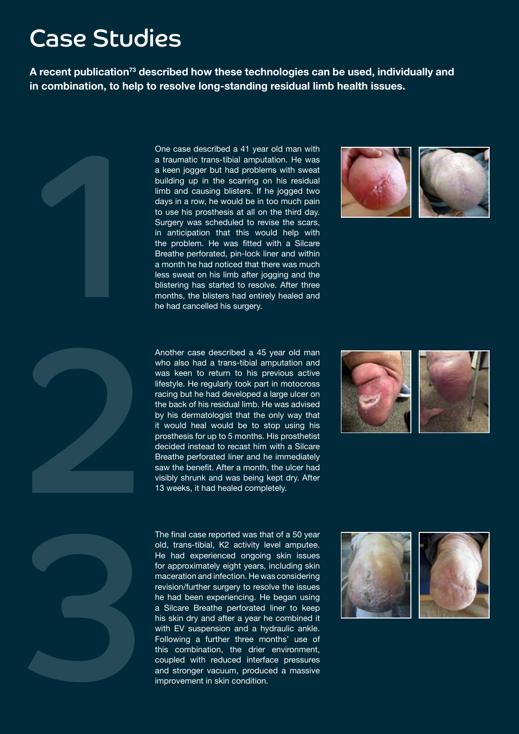# Case Studies

**A recent publication[73] described how these technologies can be used, individually and in combination, to help to resolve long-standing residual limb health issues.**

1

One case described a 41 year old man with a traumatic trans-tibial amputation. He was a keen jogger but had problems with sweat building up in the scarring on his residual limb and causing blisters. If he jogged two days in a row, he would be in too much pain to use his prosthesis at all on the third day. Surgery was scheduled to revise the scars, in anticipation that this would help with the problem. He was fitted with a Silcare Breathe perforated, pin-lock liner and within a month he had noticed that there was much less sweat on his limb after jogging and the blistering has started to resolve. After three months, the blisters had entirely healed and he had cancelled his surgery.

2

Another case described a 45 year old man who also had a trans-tibial amputation and was keen to return to his previous active lifestyle. He regularly took part in motocross racing but he had developed a large ulcer on the back of his residual limb. He was advised by his dermatologist that the only way that it would heal would be to stop using his prosthesis for up to 5 months. His prosthetist decided instead to recast him with a Silcare Breathe perforated liner and he immediately saw the benefit. After a month, the ulcer had visibly shrunk and was being kept dry. After 13 weeks, it had healed completely.

3

The final case reported was that of a 50 year old, trans-tibial, K2 activity level amputee. He had experienced ongoing skin issues for approximately eight years, including skin maceration and infection. He was considering revision/further surgery to resolve the issues he had been experiencing. He began using a Silcare Breathe perforated liner to keep his skin dry and after a year he combined it with EV suspension and a hydraulic ankle. Following a further three months' use of this combination, the drier environment, coupled with reduced interface pressures and stronger vacuum, produced a massive improvement in skin condition.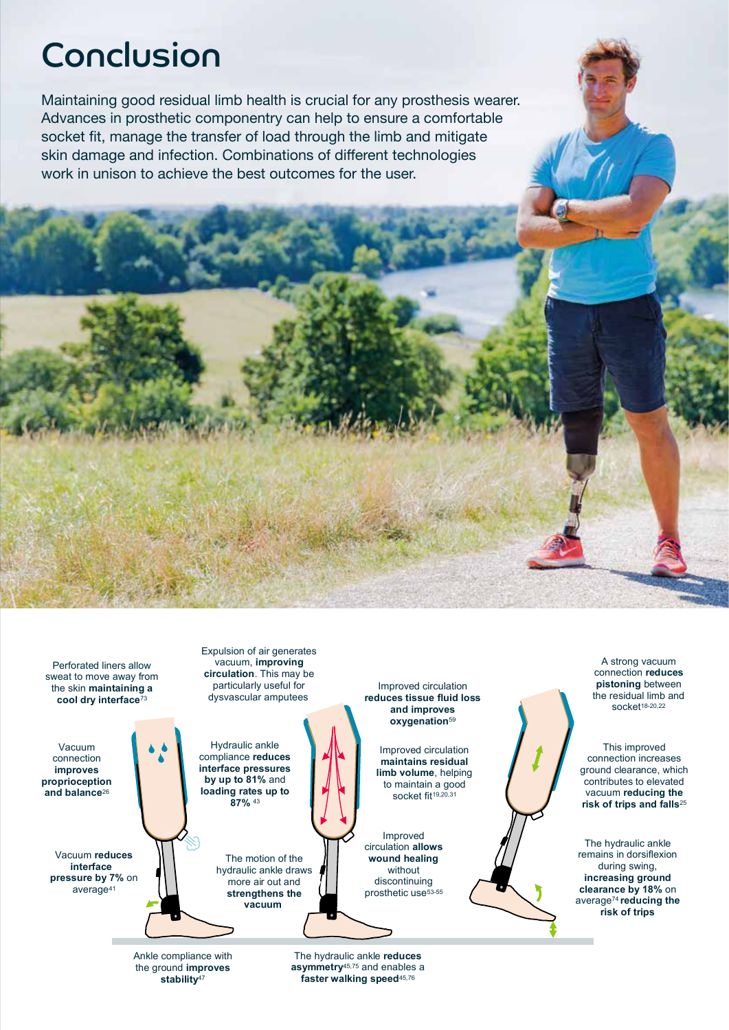# Conclusion

Maintaining good residual limb health is crucial for any prosthesis wearer. Advances in prosthetic componentry can help to ensure a comfortable socket fit, manage the transfer of load through the limb and mitigate skin damage and infection. Combinations of different technologies work in unison to achieve the best outcomes for the user.

Perforated liners allow sweat to move away from the skin **maintaining a cool dry interface**[73]

Vacuum connection **improves proprioception and balance**[26]

Vacuum **reduces interface pressure by 7%** on average[41]

Ankle compliance with the ground **improves stability**[47]

Expulsion of air generates vacuum, **improving circulation**. This may be particularly useful for dysvascular amputees

Hydraulic ankle compliance **reduces interface pressures by up to 81%** and **loading rates up to 87%**[43]

The motion of the hydraulic ankle draws more air out and **strengthens the vacuum**

The hydraulic ankle **reduces asymmetry**[45,75] and enables a **faster walking speed**[45,76]

Improved circulation **reduces tissue fluid loss and improves oxygenation**[59]

Improved circulation **maintains residual limb volume**, helping to maintain a good socket fit[19,20,31]

Improved circulation **allows wound healing** without discontinuing prosthetic use[53-55]

A strong vacuum connection **reduces pistoning** between the residual limb and socket[18-20,22]

This improved connection increases ground clearance, which contributes to elevated vacuum **reducing the risk of trips and falls**[25]

The hydraulic ankle remains in dorsiflexion during swing, **increasing ground clearance by 18%** on average[74] **reducing the risk of trips**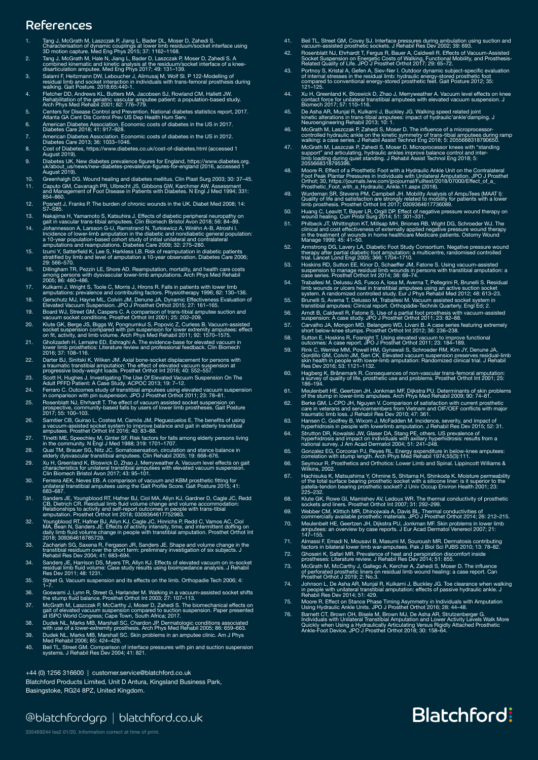# References

1. Tang J, McGrath M, Laszczak P, Jiang L, Bader DL, Moser D, Zahedi S. Characterisation of dynamic couplings at lower limb residuum/socket interface using 3D motion capture. Med Eng Phys 2015; 37: 1162–1168.
2. Tang J, McGrath M, Hale N, Jiang L, Bader D, Laszczak P, Moser D, Zahedi S. A combined kinematic and kinetic analysis at the residuum/socket interface of a knee-disarticulation amputee. Med Eng Phys 2017; 49: 131–139.
3. Salami F, Heitzmann DW, Leboucher J, Alimusaj M, Wolf SI. P 122-Modelling of residual limb and socket interaction in individuals with trans-femoral prosthesis during walking. Gait Posture. 2018;65:440-1.
4. Fletcher DD, Andrews KL, Butters MA, Jacobsen SJ, Rowland CM, Hallett JW. Rehabilitation of the geriatric vascular amputee patient: a population-based study. Arch Phys Med Rehabil 2001; 82: 776–779.
5. Centers for Disease Control and Prevention. National diabetes statistics report, 2017. Atlanta GA Cent Dis Control Prev US Dep Health Hum Serv.
6. American Diabetes Association. Economic costs of diabetes in the US in 2017. Diabetes Care 2018; 41: 917–928.
7. American Diabetes Association. Economic costs of diabetes in the US in 2012. Diabetes Care 2013; 36: 1033–1046.
8. Cost of Diabetes, https://www.diabetes.co.uk/cost-of-diabetes.html (accessed 1 August 2019).
9. Diabetes UK. New diabetes prevalence figures for England, https://www.diabetes.org.uk/about_us/news/new-diabetes-prevalence-figures-for-england (2016, accessed 1 August 2019).
10. Greenhalgh DG. Wound healing and diabetes mellitus. Clin Plast Surg 2003; 30: 37–45.
11. Caputo GM, Cavanagh PR, Ulbrecht JS, Gibbons GW, Karchmer AW. Assessment and Management of Foot Disease in Patients with Diabetes. N Engl J Med 1994; 331: 854–860.
12. Posnett J, Franks P. The burden of chronic wounds in the UK. Diabet Med 2008; 14: S7–S85.
13. Nakajima H, Yamamoto S, Katsuhira J. Effects of diabetic peripheral neuropathy on gait in vascular trans-tibial amputees. Clin Biomech Bristol Avon 2018; 56: 84–89.
14. Johannesson A, Larsson G-U, Ramstrand N, Turkiewicz A, Wiréhn A-B, Atroshi I. Incidence of lower-limb amputation in the diabetic and nondiabetic general population: a 10-year population-based cohort study of initial unilateral and contralateral amputations and reamputations. Diabetes Care 2009; 32: 275–280.
15. Izumi Y, Satterfield K, Lee S, Harkless LB. Risk of reamputation in diabetic patients stratified by limb and level of amputation a 10-year observation. Diabetes Care 2006; 29: 566–570.
16. Dillingham TR, Pezzin LE, Shore AD. Reamputation, mortality, and health care costs among persons with dysvascular lower-limb amputations. Arch Phys Med Rehabil 2005; 86: 480–486.
17. Kulkarni J, Wright S, Toole C, Morris J, Hirons R. Falls in patients with lower limb amputations: prevalence and contributing factors. Physiotherapy 1996; 82: 130–136.
18. Gerschutz MJ, Hayne ML, Colvin JM, Denune JA. Dynamic Effectiveness Evaluation of Elevated Vacuum Suspension. JPO J Prosthet Orthot 2015; 27: 161–165.
19. Board WJ, Street GM, Caspers C. A comparison of trans-tibial amputee suction and vacuum socket conditions. Prosthet Orthot Int 2001; 25: 202–209.
20. Klute GK, Berge JS, Biggs W, Pongnumkul S, Popovic Z, Curless B. Vacuum-assisted socket suspension compared with pin suspension for lower extremity amputees: effect on fit, activity, and limb volume. Arch Phys Med Rehabil 2011; 92: 1570–1575.
21. Gholizadeh H, Lemaire ED, Eshraghi A. The evidence-base for elevated vacuum in lower limb prosthetics: Literature review and professional feedback. Clin Biomech 2016; 37: 108–116.
22. Darter BJ, Sinitski K, Wilken JM. Axial bone-socket displacement for persons with a traumatic transtibial amputation: The effect of elevated vacuum suspension at progressive body-weight loads. Prosthet Orthot Int 2016; 40: 552–557.
23. Scott H, Hughes J. Investigating The Use Of Elevated Vacuum Suspension On The Adult PFFD Patient: A Case Study. ACPOC 2013; 19: 7–12.
24. Ferraro C. Outcomes study of transtibial amputees using elevated vacuum suspension in comparison with pin suspension. JPO J Prosthet Orthot 2011; 23: 78–81.
25. Rosenblatt NJ, Ehrhardt T. The effect of vacuum assisted socket suspension on prospective, community-based falls by users of lower limb prostheses. Gait Posture 2017; 55: 100–103.
26. Samitier CB, Guirao L, Costea M, Camós JM, Pleguezuelos E. The benefits of using a vacuum-assisted socket system to improve balance and gait in elderly transtibial amputees. Prosthet Orthot Int 2016; 40: 83–88.
27. Tinetti ME, Speechley M, Ginter SF. Risk factors for falls among elderly persons living in the community. N Engl J Med 1988; 319: 1701–1707.
28. Quai TM, Brauer SG, Nitz JC. Somatosensation, circulation and stance balance in elderly dysvascular transtibial amputees. Clin Rehabil 2005; 19: 668–676.
29. Xu H, Greenland K, Bloswick D, Zhao J, Merryweather A. Vacuum level effects on gait characteristics for unilateral transtibial amputees with elevated vacuum suspension. Clin Biomech Bristol Avon 2017; 43: 95–101.
30. Ferreira AEK, Neves EB. A comparison of vacuum and KBM prosthetic fitting for unilateral transtibial amputees using the Gait Profile Score. Gait Posture 2015; 41: 683–687.
31. Sanders JE, Youngblood RT, Hafner BJ, Ciol MA, Allyn KJ, Gardner D, Cagle JC, Redd CB, Dietrich CR. Residual limb fluid volume change and volume accommodation: Relationships to activity and self-report outcomes in people with trans-tibial amputation. Prosthet Orthot Int 2018; 0309364617752983.
32. Youngblood RT, Hafner BJ, Allyn KJ, Cagle JC, Hinrichs P, Redd C, Vamos AC, Ciol MA, Bean N, Sanders JE. Effects of activity intensity, time, and intermittent doffing on daily limb fluid volume change in people with transtibial amputation. Prosthet Orthot Int 2018; 309364618785729.
33. Zachariah SG, Saxena R, Fergason JR, Sanders JE. Shape and volume change in the transtibial residuum over the short term: preliminary investigation of six subjects. J Rehabil Res Dev 2004; 41: 683–694.
34. Sanders JE, Harrison DS, Myers TR, Allyn KJ. Effects of elevated vacuum on in-socket residual limb fluid volume: Case study results using bioimpedance analysis. J Rehabil Res Dev 2011; 48: 1231.
35. Street G. Vacuum suspension and its effects on the limb. Orthopadie Tech 2006; 4: 1–7.
36. Goswami J, Lynn R, Street G, Harlander M. Walking in a vacuum-assisted socket shifts the stump fluid balance. Prosthet Orthot Int 2003; 27: 107–113.
37. McGrath M, Laszczak P, McCarthy J, Moser D, Zahedi S. The biomechanical effects on gait of elevated vacuum suspension compared to suction suspension. Paper presented at ISPO World Congress; Cape Town, South Africa; 2017.
38. Dudek NL, Marks MB, Marshall SC, Chardon JP. Dermatologic conditions associated with use of a lower-extremity prosthesis. Arch Phys Med Rehabil 2005; 86: 659–663.
39. Dudek NL, Marks MB, Marshall SC. Skin problems in an amputee clinic. Am J Phys Med Rehabil 2006; 85: 424–429.
40. Beil TL, Street GM. Comparison of interface pressures with pin and suction suspension systems. J Rehabil Res Dev 2004; 41: 821.
41. Beil TL, Street GM, Covey SJ. Interface pressures during ambulation using suction and vacuum-assisted prosthetic sockets. J Rehabil Res Dev 2002; 39: 693.
42. Rosenblatt NJ, Ehrhardt T, Fergus R, Bauer A, Caldwell R. Effects of Vacuum-Assisted Socket Suspension on Energetic Costs of Walking, Functional Mobility, and Prosthesis-Related Quality of Life. JPO J Prosthet Orthot 2017; 29: 65–72.
43. Portnoy S, Kristal A, Gefen A, Siev-Ner I. Outdoor dynamic subject-specific evaluation of internal stresses in the residual limb: hydraulic energy-stored prosthetic foot compared to conventional energy-stored prosthetic feet. Gait Posture 2012; 35: 121–125.
44. Xu H, Greenland K, Bloswick D, Zhao J, Merryweather A. Vacuum level effects on knee contact force for unilateral transtibial amputees with elevated vacuum suspension. J Biomech 2017; 57: 110–116.
45. De Asha AR, Munjal R, Kulkarni J, Buckley JG. Walking speed related joint kinetic alterations in trans-tibial amputees: impact of hydraulic'ankle'damping. J Neuroengineering Rehabil 2013; 10: 1.
46. McGrath M, Laszczak P, Zahedi S, Moser D. The influence of a microprocessor-controlled hydraulic ankle on the kinetic symmetry of trans-tibial amputees during ramp walking: a case series. J Rehabil Assist Technol Eng 2018; 5: 2055668318790650.
47. McGrath M, Laszczak P, Zahedi S, Moser D. Microprocessor knees with "standing support" and articulating, hydraulic ankles improve balance control and inter-limb loading during quiet standing. J Rehabil Assist Technol Eng 2018; 5: 2055668318795396.
48. Moore R. Effect of a Prosthetic Foot with a Hydraulic Ankle Unit on the Contralateral Foot Peak Plantar Pressures in Individuals with Unilateral Amputation. JPO J Prosthet Orthot; 30, https://journals.lww.com/jpojournal/Fulltext/2018/07000/Effect_of_a_Prosthetic_Foot_with_a_Hydraulic_Ankle.11.aspx (2018).
49. Wurdeman SR, Stevens PM, Campbell JH. Mobility Analysis of AmpuTees (MAAT I): Quality of life and satisfaction are strongly related to mobility for patients with a lower limb prosthesis. Prosthet Orthot Int 2017; 030936461773609.
50. Huang C, Leavitt T, Bayer LR, Orgill DP. Effect of negative pressure wound therapy on wound healing. Curr Probl Surg 2014; 51: 301–331.
51. Philbeck JT, Whittington KT, Millsap MH, Briones RB, Wight DG, Schroeder WJ. The clinical and cost effectiveness of externally applied negative pressure wound therapy in the treatment of wounds in home healthcare Medicare patients. Ostomy Wound Manage 1999; 45: 41–50.
52. Armstrong DG, Lavery LA, Diabetic Foot Study Consortium. Negative pressure wound therapy after partial diabetic foot amputation: a multicentre, randomised controlled trial. Lancet Lond Engl 2005; 366: 1704–1710.
53. Hoskins RD, Sutton EE, Kinor D, Schaeffer JM, Fatone S. Using vacuum-assisted suspension to manage residual limb wounds in persons with transtibial amputation: a case series. Prosthet Orthot Int 2014; 38: 68–74.
54. Traballesi M, Delussu AS, Fusco A, Iosa M, Averna T, Pellegrini R, Brunelli S. Residual limb wounds or ulcers heal in transtibial amputees using an active suction socket system. A randomized controlled study. Eur J Phys Rehabil Med 2012; 48: 613–23.
55. Brunelli S, Averna T, Delusso M, Traballesi M. Vacuum assisted socket system in transtibial amputees: Clinical report. Orthopädie-Technik Quarterly. Engl Ed; 2.
56. Arndt B, Caldwell R, Fatone S. Use of a partial foot prosthesis with vacuum-assisted suspension: A case study. JPO J Prosthet Orthot 2011; 23: 82–88.
57. Carvalho JA, Mongon MD, Belangero WD, Livani B. A case series featuring extremely short below-knee stumps. Prosthet Orthot Int 2012; 36: 236–238.
58. Sutton E, Hoskins R, Fosnight T. Using elevated vacuum to improve functional outcomes: A case report. JPO J Prosthet Orthot 2011; 23: 184–189.
59. Rink C, Wernke MM, Powell HM, Gynawali S, Schroeder RM, Kim JY, Denune JA, Gordillo GM, Colvin JM, Sen CK. Elevated vacuum suspension preserves residual-limb skin health in people with lower-limb amputation: Randomized clinical trial. J Rehabil Res Dev 2016; 53: 1121–1132.
60. Hagberg K, Brånemark R. Consequences of non-vascular trans-femoral amputation: a survey of quality of life, prosthetic use and problems. Prosthet Orthot Int 2001; 25: 186–194.
61. Meulenbelt HE, Geertzen JH, Jonkman MF, Dijkstra PU. Determinants of skin problems of the stump in lower-limb amputees. Arch Phys Med Rehabil 2009; 90: 74–81.
62. Berke GM, L-CPO JH, Nguyen V. Comparison of satisfaction with current prosthetic care in veterans and servicemembers from Vietnam and OIF/OEF conflicts with major traumatic limb loss. J Rehabil Res Dev 2010; 47: 361.
63. Hansen C, Godfrey B, Wixom J, McFadden M. Incidence, severity, and impact of hyperhidrosis in people with lowerlimb amputation. J Rehabil Res Dev 2015; 52: 31.
64. Strutton DR, Kowalski JW, Glaser DA, Stang PE, others. US prevalence of hyperhidrosis and impact on individuals with axillary hyperhidrosis: results from a national survey. J Am Acad Dermatol 2004; 51: 241–248.
65. Gonzalez EG, Corcoran PJ, Reyes RL. Energy expenditure in below-knee amputees: correlation with stump length. Arch Phys Med Rehabil 1974;55(3):111.
66. Seymour R. Prosthetics and Orthotics: Lower Limb and Spinal. Lippincott Williams & Wilkins, 2002.
67. Hachisuka K, Matsushima Y, Ohmine S, Shitama H, Shinkoda K. Moisture permeability of the total surface bearing prosthetic socket with a silicone liner: is it superior to the patella-tendon bearing prosthetic socket? J Univ Occup Environ Health 2001; 23: 225–232.
68. Klute GK, Rowe GI, Mamishev AV, Ledoux WR. The thermal conductivity of prosthetic sockets and liners. Prosthet Orthot Int 2007; 31: 292–299.
69. Webber CM, Klittich MR, Dhinojwala A, Davis BL. Thermal conductivities of commercially available prosthetic materials. JPO J Prosthet Orthot 2014; 26: 212–215.
70. Meulenbelt HE, Geertzen JH, Dijkstra PU, Jonkman MF. Skin problems in lower limb amputees: an overview by case reports. J Eur Acad Dermatol Venereol 2007; 21: 147–155.
71. Almassi F, Emadi N, Mousavi B, Masumi M, Soroush MR. Dermatosis contributing factors in bilateral lower limb war-amputees. Pak J Biol Sci PJBS 2010; 13: 78–82.
72. Ghoseiri K, Safari MR. Prevalence of heat and perspiration discomfort inside prostheses: Literature review. J Rehabil Res Dev 2014; 51: 855.
73. McGrath M, McCarthy J, Gallego A, Kercher A, Zahedi S, Moser D. The influence of perforated prosthetic liners on residual limb wound healing: a case report. Can Prosthet Orthot J 2019; 2: No.3.
74. Johnson L, De Asha AR, Munjal R, Kulkarni J, Buckley JG. Toe clearance when walking in people with unilateral transtibial amputation: effects of passive hydraulic ankle. J Rehabil Res Dev 2014; 51: 429.
75. Moore R. Effect on Stance Phase Timing Asymmetry in Individuals with Amputation Using Hydraulic Ankle Units. JPO J Prosthet Orthot 2016; 28: 44–48.
76. Barnett CT, Brown OH, Bisele M, Brown MJ, De Asha AR, Strutzenberger G. Individuals with Unilateral Transtibial Amputation and Lower Activity Levels Walk More Quickly when Using a Hydraulically Articulating Versus Rigidly Attached Prosthetic Ankle-Foot Device. JPO J Prosthet Orthot 2018; 30: 158–64.

+44 (0) 1256 316600 | customer.service@blatchford.co.uk

Blatchford Products Limited, Unit D Antura, Kingsland Business Park, Basingstoke, RG24 8PZ, United Kingdom.

@blatchfordgrp | blatchford.co.uk

Blatchford

335469244 Iss2 01/20. Information correct at time of print.